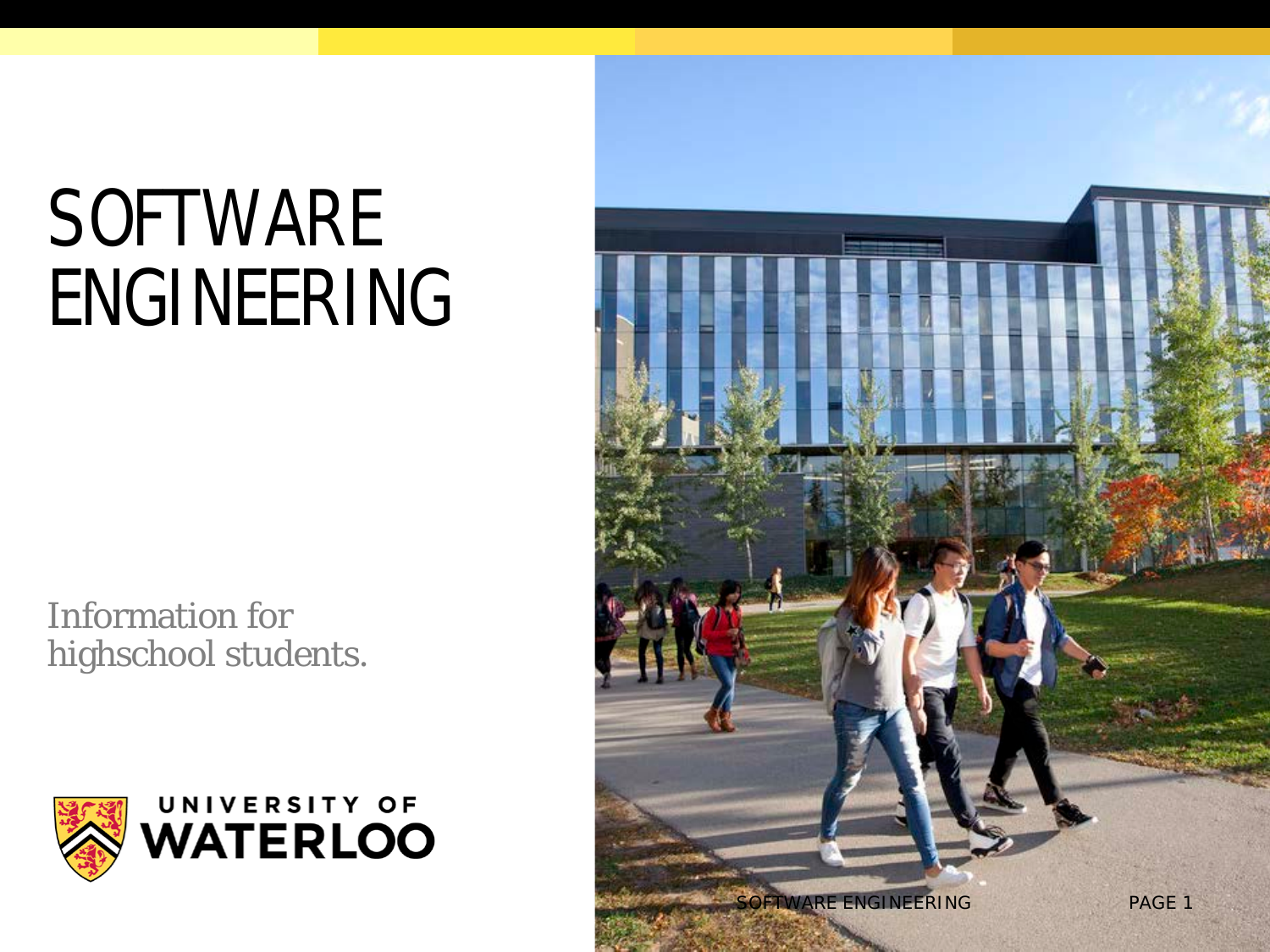# SOFTWARE ENGINEERING

Information for highschool students.

UNIVERSITY OF WATERLOO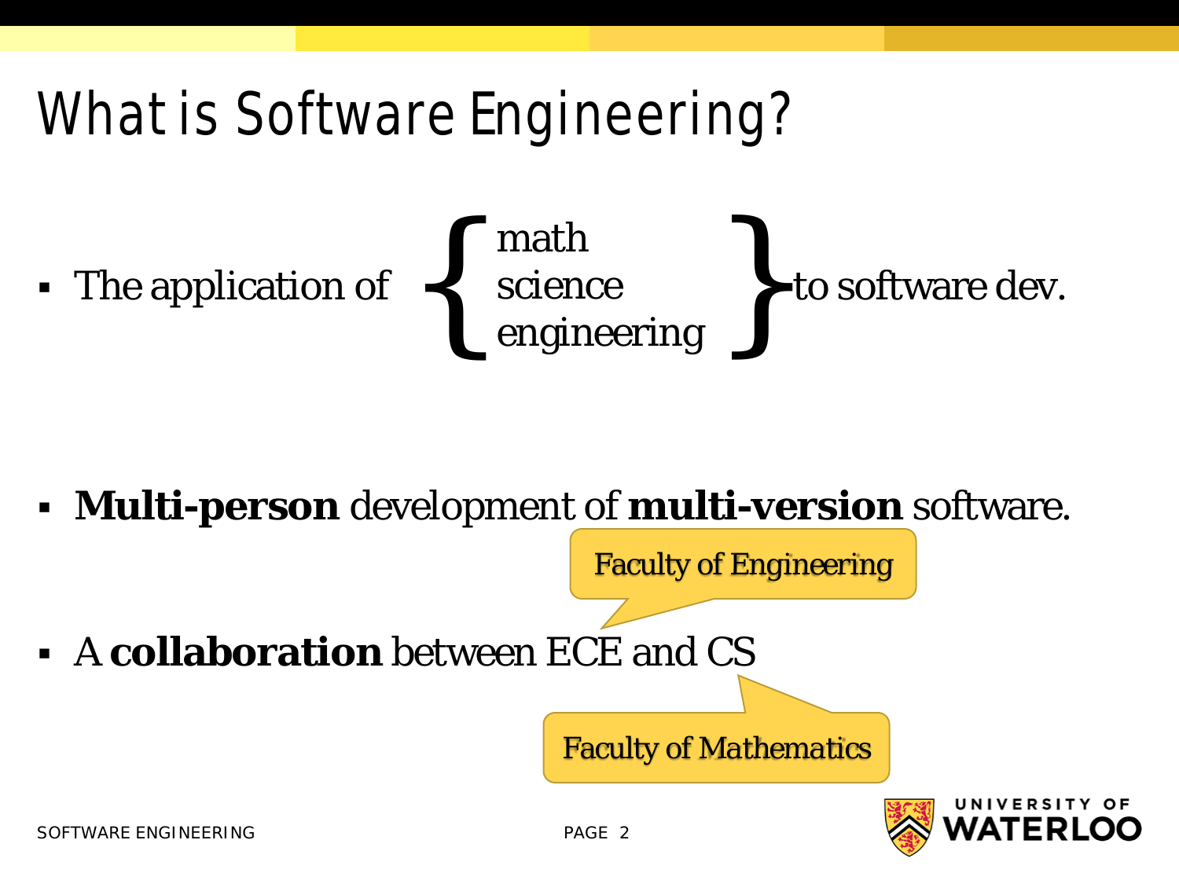# What is Software Engineering?

- The application of { math, science, engineering } to software dev.

- **Multi-person** development of **multi-version** software.

- A **collaboration** between ECE and CS

Faculty of Engineering

Faculty of Mathematics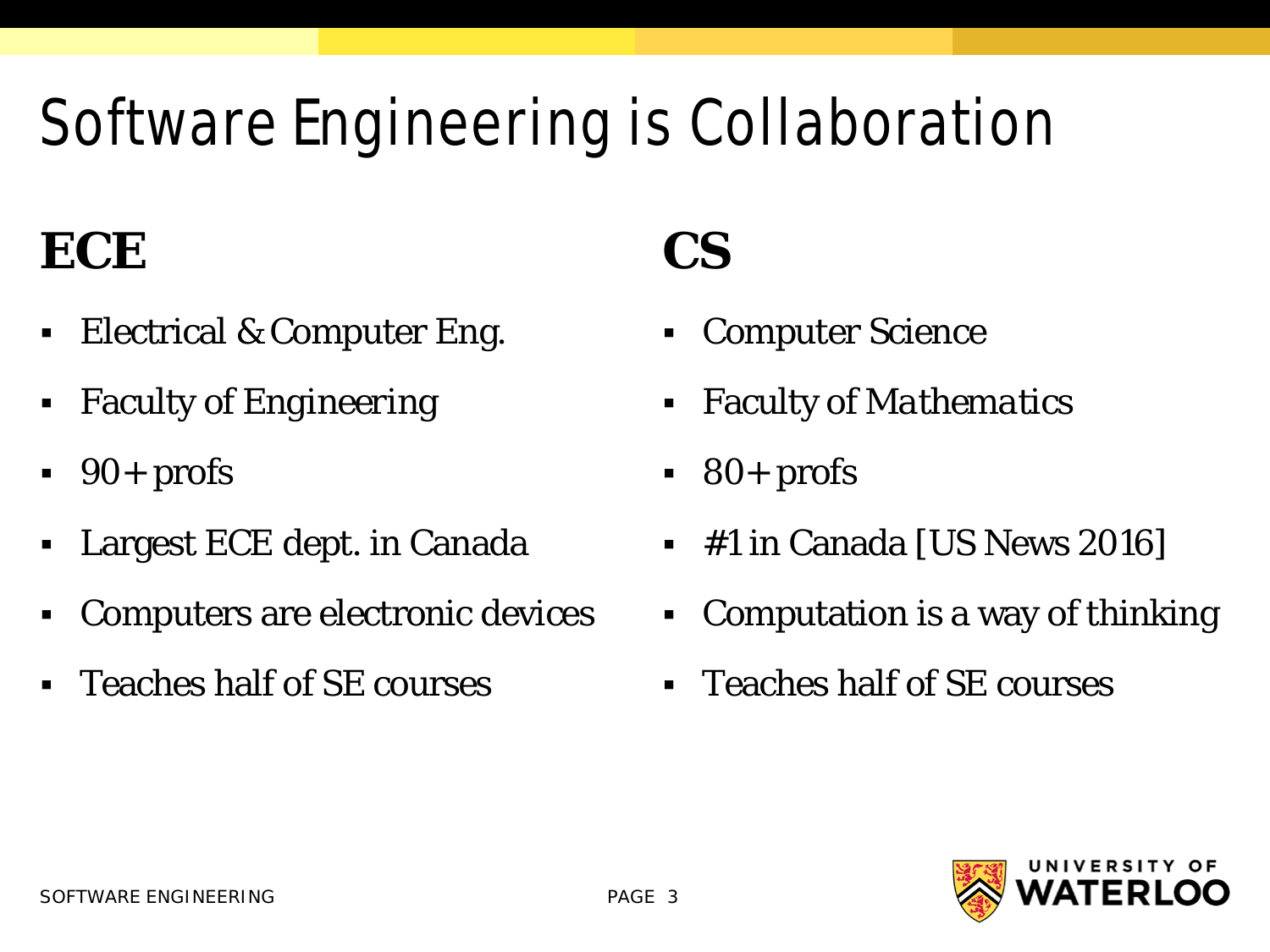# Software Engineering is Collaboration

## ECE

- Electrical & Computer Eng.
- Faculty of Engineering
- 90+ profs
- Largest ECE dept. in Canada
- Computers are electronic devices
- Teaches half of SE courses

## CS

- Computer Science
- Faculty of Mathematics
- 80+ profs
- #1 in Canada [US News 2016]
- Computation is a way of thinking
- Teaches half of SE courses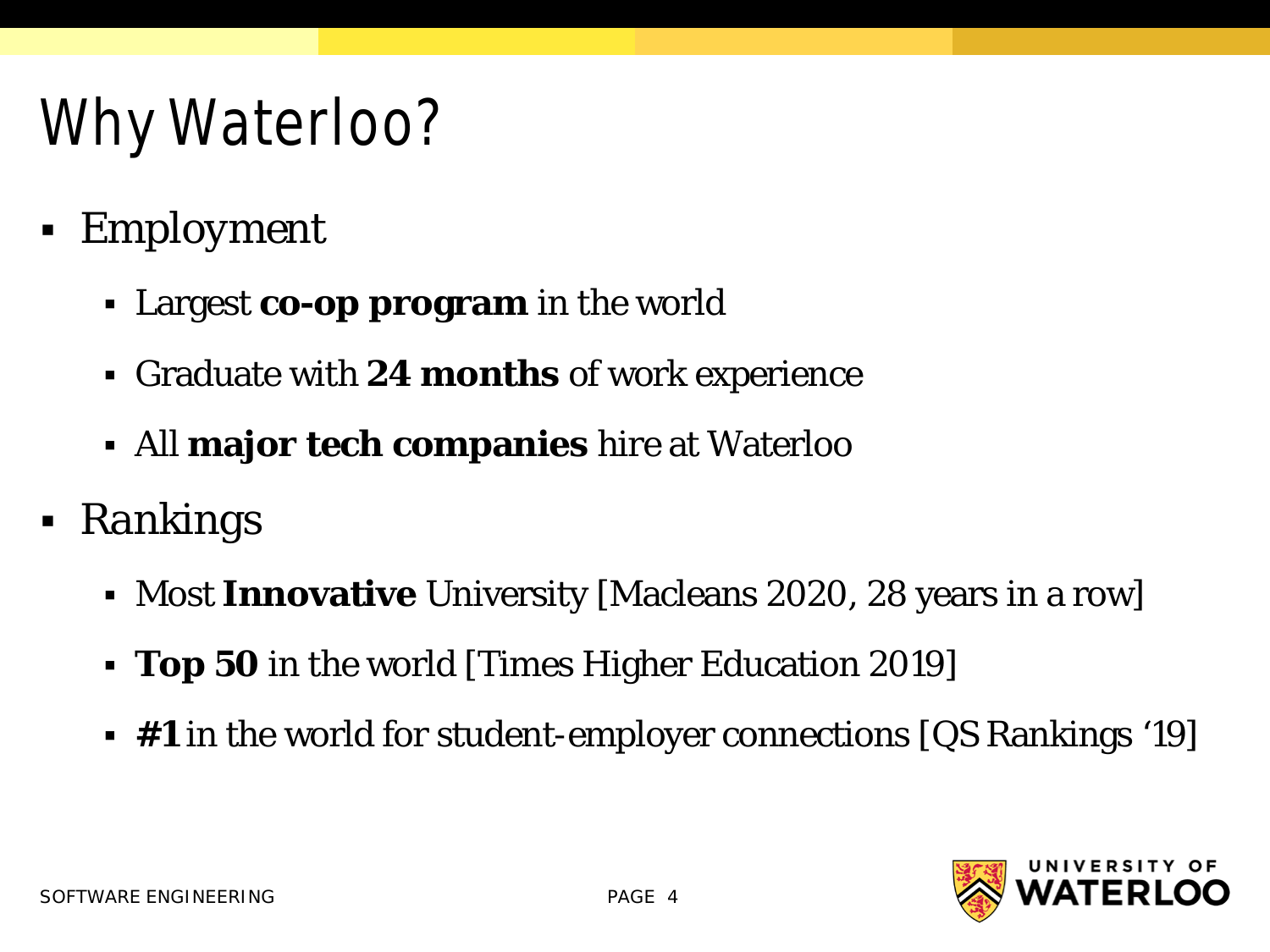# Why Waterloo?

- Employment
  - Largest **co-op program** in the world
  - Graduate with **24 months** of work experience
  - All **major tech companies** hire at Waterloo
- Rankings
  - Most **Innovative** University [Macleans 2020, 28 years in a row]
  - **Top 50** in the world [Times Higher Education 2019]
  - **#1** in the world for student-employer connections [QS Rankings '19]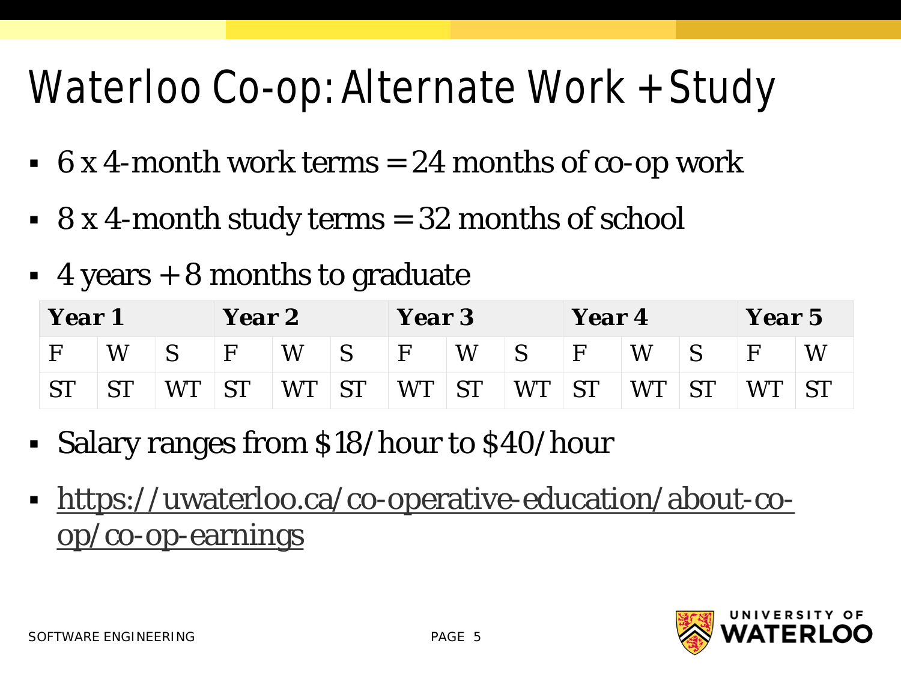# Waterloo Co-op: Alternate Work + Study

- 6 x 4-month work terms = 24 months of co-op work
- 8 x 4-month study terms = 32 months of school
- 4 years + 8 months to graduate

| **Year 1** | | | **Year 2** | | | **Year 3** | | | **Year 4** | | | **Year 5** | |
|---|---|---|---|---|---|---|---|---|---|---|---|---|---|
| F | W | S | F | W | S | F | W | S | F | W | S | F | W |
| ST | ST | WT | ST | WT | ST | WT | ST | WT | ST | WT | ST | WT | ST |

- Salary ranges from $18/hour to $40/hour
- https://uwaterloo.ca/co-operative-education/about-co-op/co-op-earnings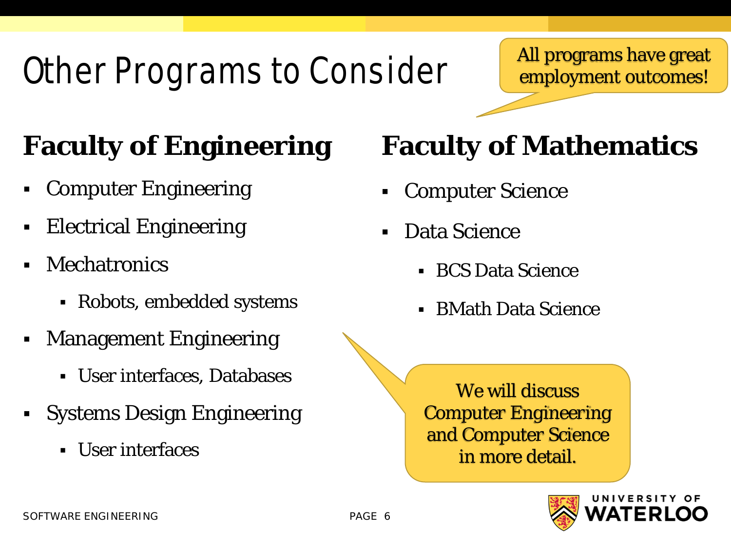# Other Programs to Consider

All programs have great employment outcomes!

## Faculty of Engineering

- Computer Engineering
- Electrical Engineering
- Mechatronics
  - Robots, embedded systems
- Management Engineering
  - User interfaces, Databases
- Systems Design Engineering
  - User interfaces

## Faculty of Mathematics

- Computer Science
- Data Science
  - BCS Data Science
  - BMath Data Science

We will discuss Computer Engineering and Computer Science in more detail.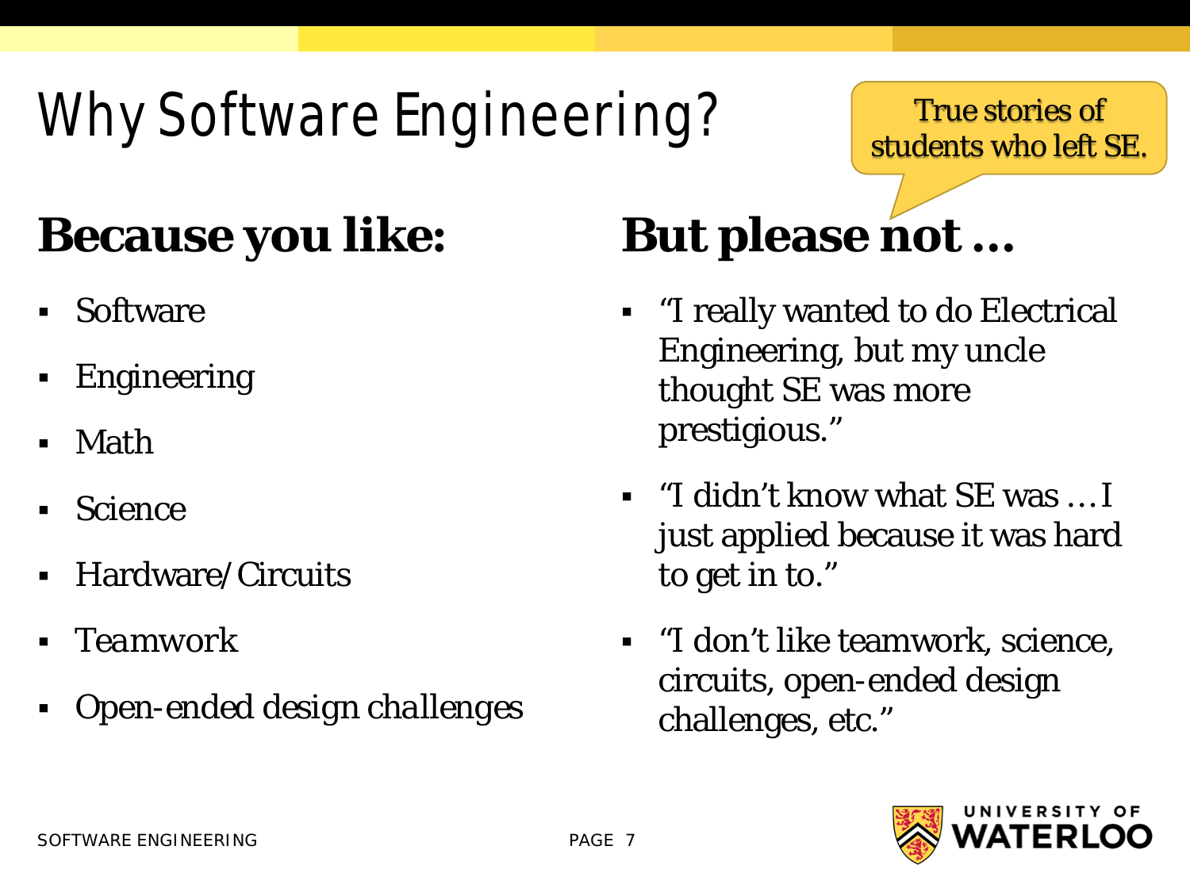# Why Software Engineering?

True stories of students who left SE.

## Because you like:

- Software
- Engineering
- Math
- Science
- Hardware/Circuits
- *Teamwork*
- *Open-ended design challenges*

## But please not …

- "I really wanted to do Electrical Engineering, but my uncle thought SE was more prestigious."
- "I didn't know what SE was … I just applied because it was hard to get in to."
- "I don't like teamwork, science, circuits, open-ended design challenges, etc."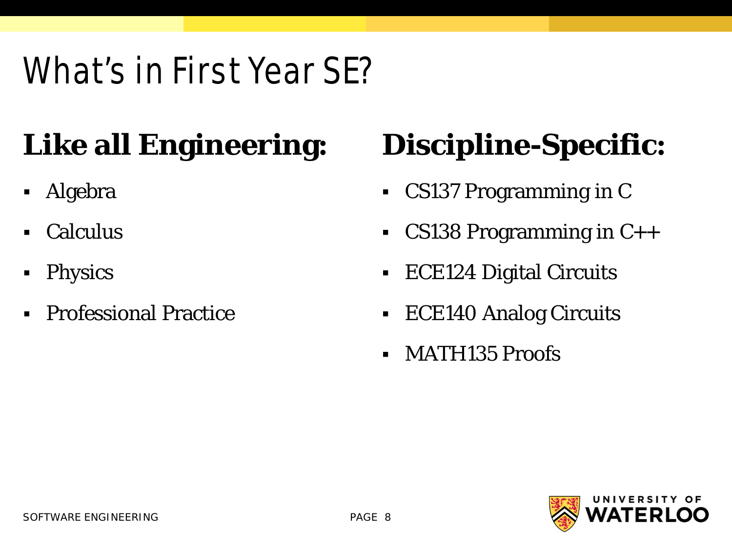# What's in First Year SE?

## Like all Engineering:

- Algebra
- Calculus
- Physics
- Professional Practice

## Discipline-Specific:

- CS137 Programming in C
- CS138 Programming in C++
- ECE124 Digital Circuits
- ECE140 Analog Circuits
- MATH135 Proofs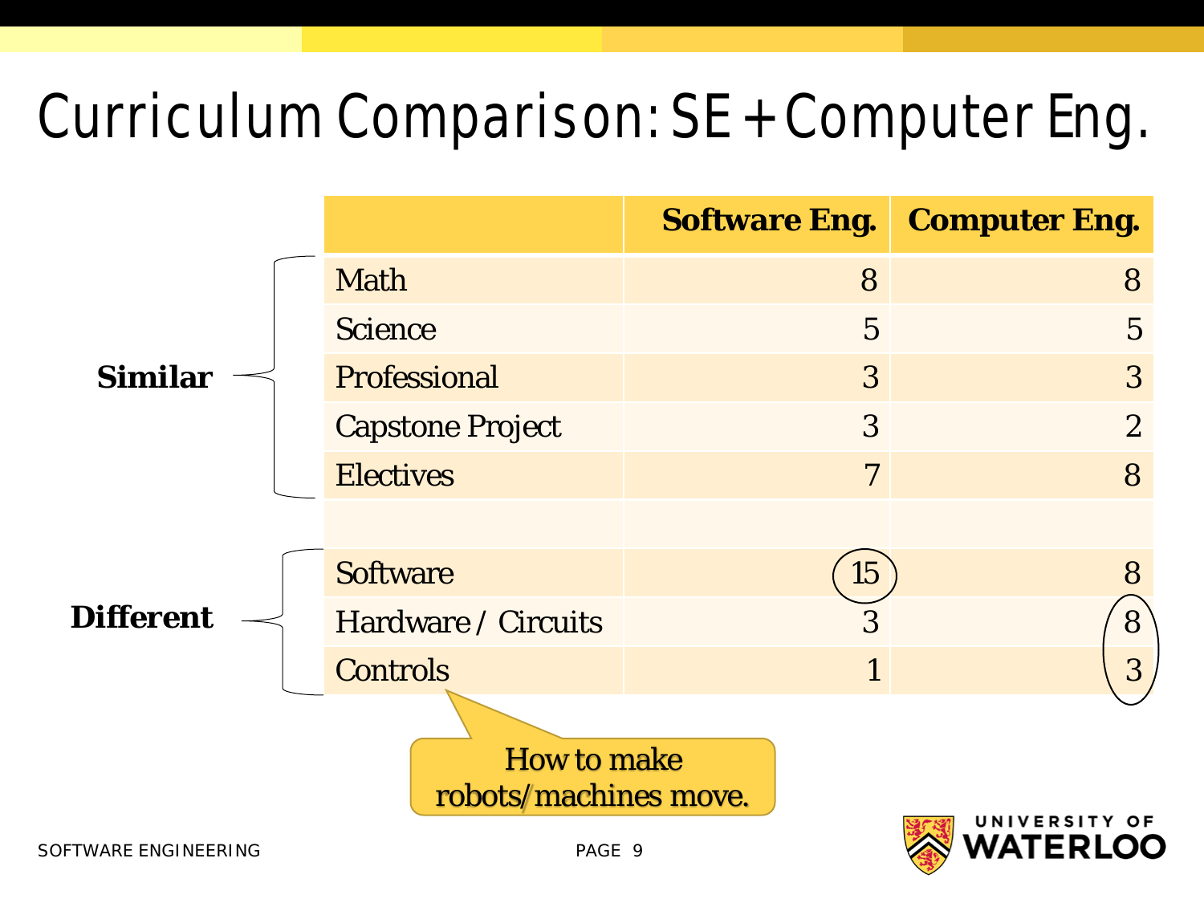# Curriculum Comparison: SE + Computer Eng.

| | | Software Eng. | Computer Eng. |
|---|---|---|---|
| **Similar** | Math | 8 | 8 |
| | Science | 5 | 5 |
| | Professional | 3 | 3 |
| | Capstone Project | 3 | 2 |
| | Electives | 7 | 8 |
| | | | |
| **Different** | Software | 15 | 8 |
| | Hardware / Circuits | 3 | 8 |
| | Controls | 1 | 3 |

Controls: How to make robots/machines move.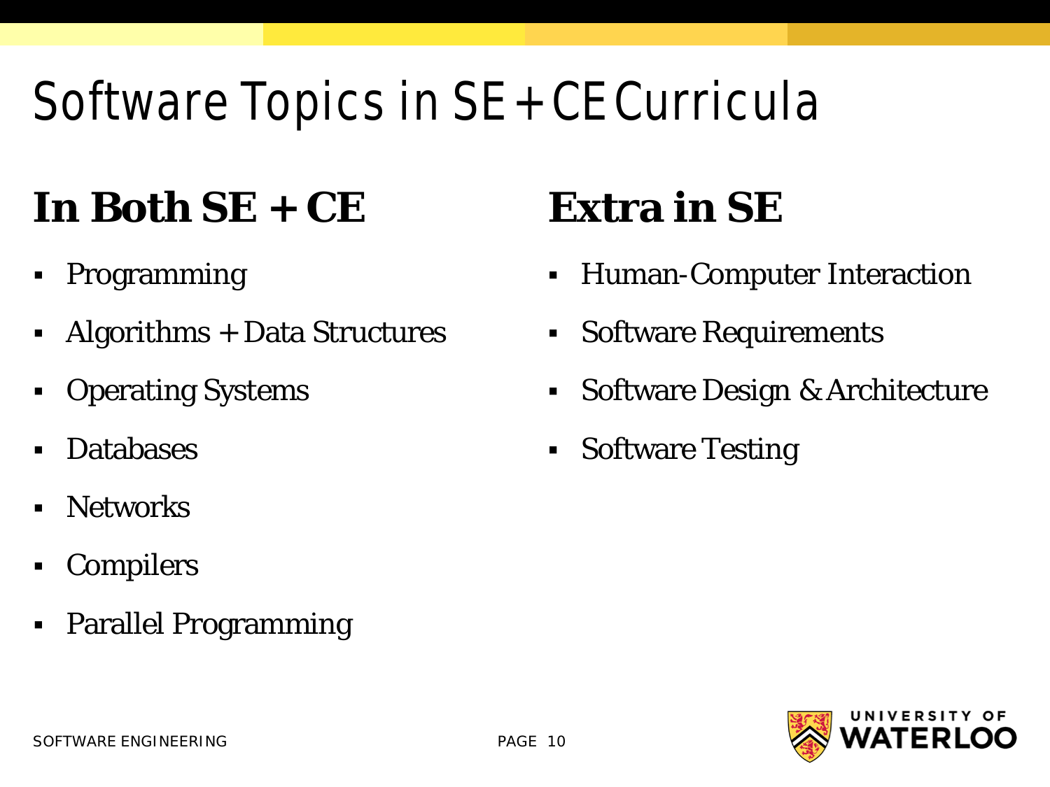# Software Topics in SE + CE Curricula

## In Both SE + CE

- Programming
- Algorithms + Data Structures
- Operating Systems
- Databases
- Networks
- Compilers
- Parallel Programming

## Extra in SE

- Human-Computer Interaction
- Software Requirements
- Software Design & Architecture
- Software Testing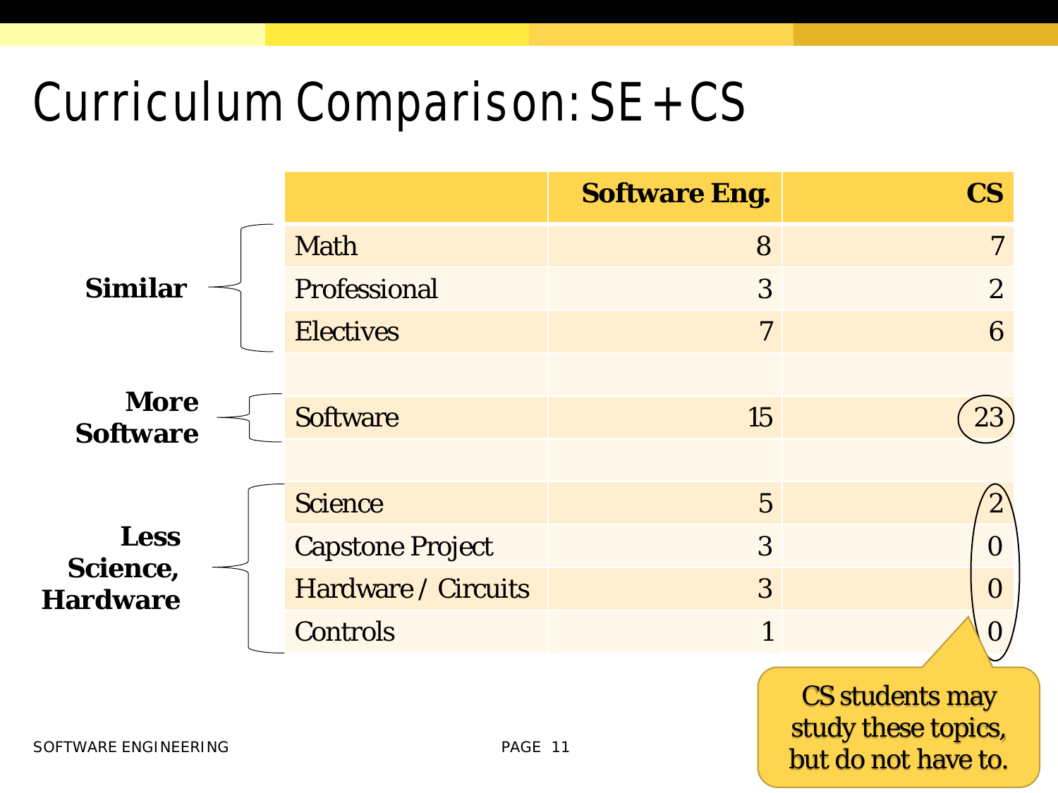# Curriculum Comparison: SE + CS

| Group | | Software Eng. | CS |
|---|---|---|---|
| **Similar** | Math | 8 | 7 |
| | Professional | 3 | 2 |
| | Electives | 7 | 6 |
| **More Software** | Software | 15 | 23 |
| **Less Science, Hardware** | Science | 5 | 2 |
| | Capstone Project | 3 | 0 |
| | Hardware / Circuits | 3 | 0 |
| | Controls | 1 | 0 |

CS students may study these topics, but do not have to.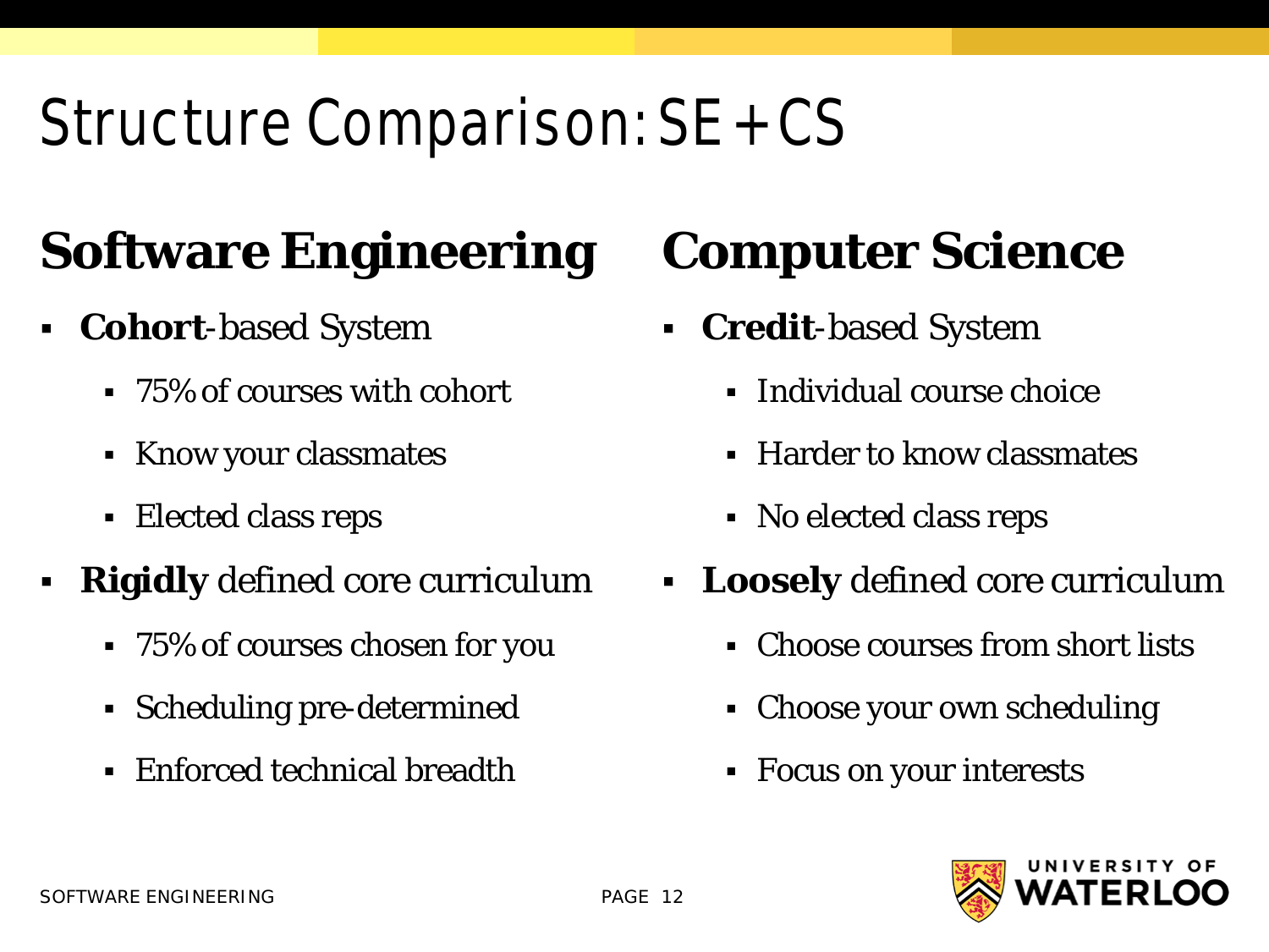# Structure Comparison: SE + CS

## Software Engineering

- **Cohort**-based System
  - 75% of courses with cohort
  - Know your classmates
  - Elected class reps
- **Rigidly** defined core curriculum
  - 75% of courses chosen for you
  - Scheduling pre-determined
  - Enforced technical breadth

## Computer Science

- **Credit**-based System
  - Individual course choice
  - Harder to know classmates
  - No elected class reps
- **Loosely** defined core curriculum
  - Choose courses from short lists
  - Choose your own scheduling
  - Focus on your interests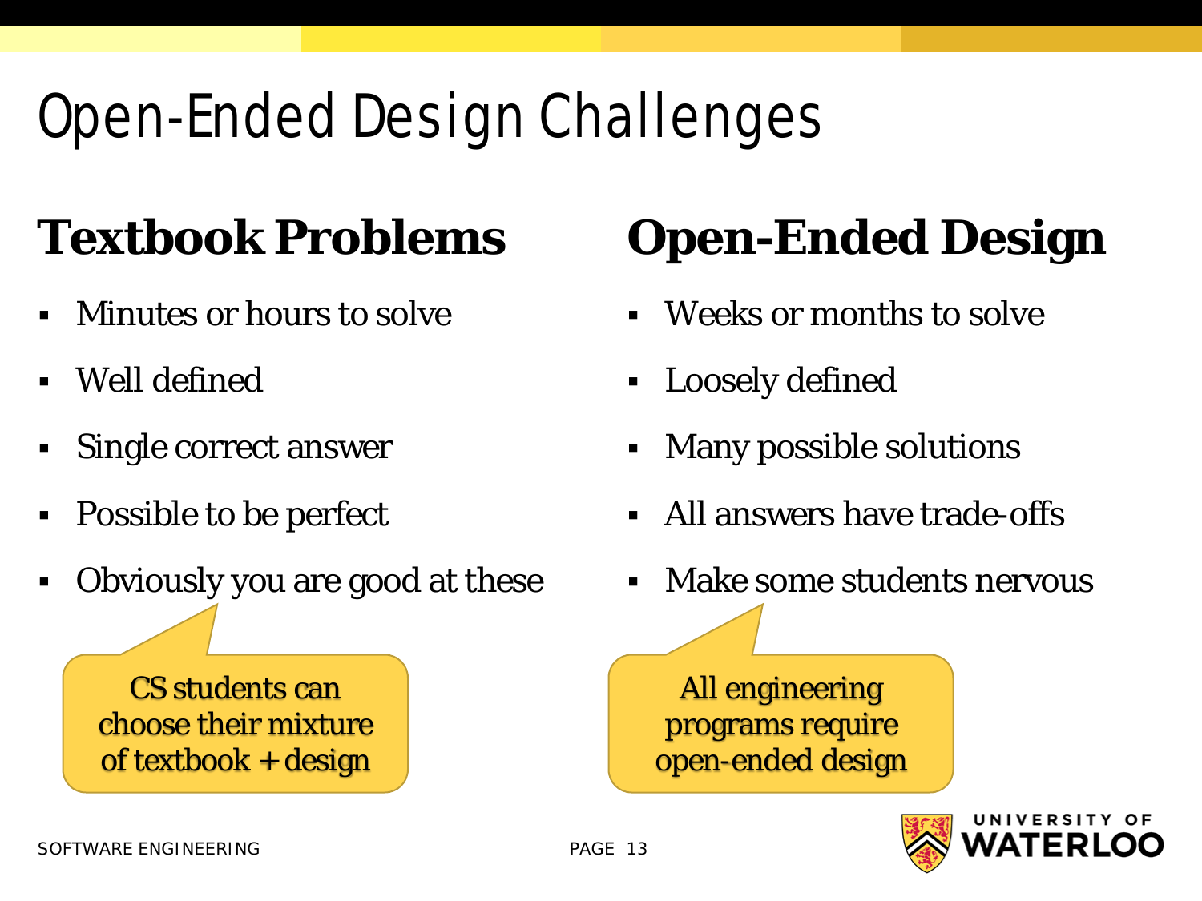# Open-Ended Design Challenges

## Textbook Problems

- Minutes or hours to solve
- Well defined
- Single correct answer
- Possible to be perfect
- Obviously you are good at these

CS students can choose their mixture of textbook + design

## Open-Ended Design

- Weeks or months to solve
- Loosely defined
- Many possible solutions
- All answers have trade-offs
- Make some students nervous

All engineering programs require open-ended design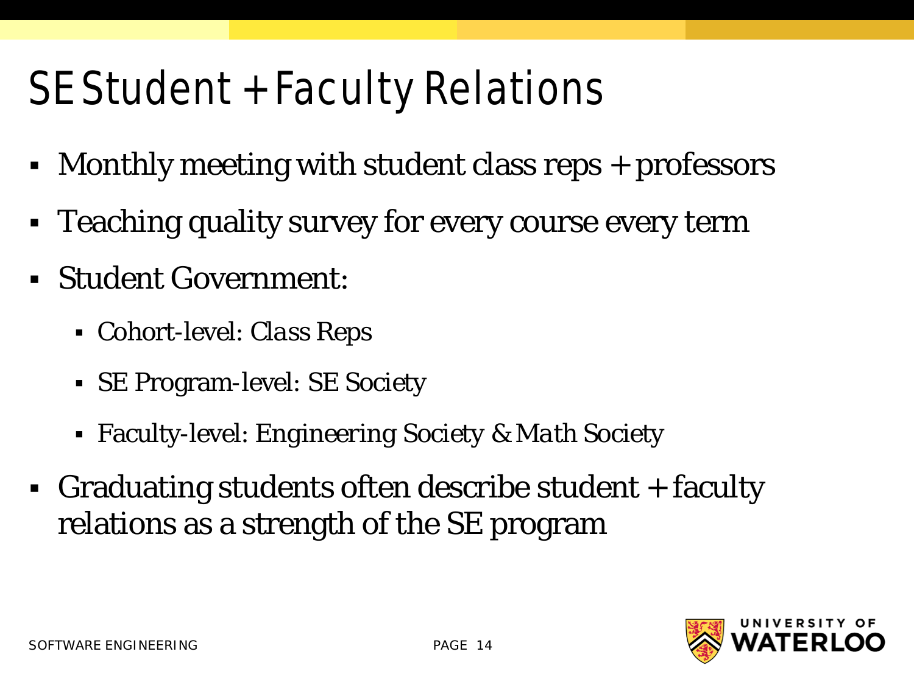# SE Student + Faculty Relations

- Monthly meeting with student class reps + professors
- Teaching quality survey for every course every term
- Student Government:
  - Cohort-level: Class Reps
  - SE Program-level: SE Society
  - Faculty-level: Engineering Society & Math Society
- Graduating students often describe student + faculty relations as a strength of the SE program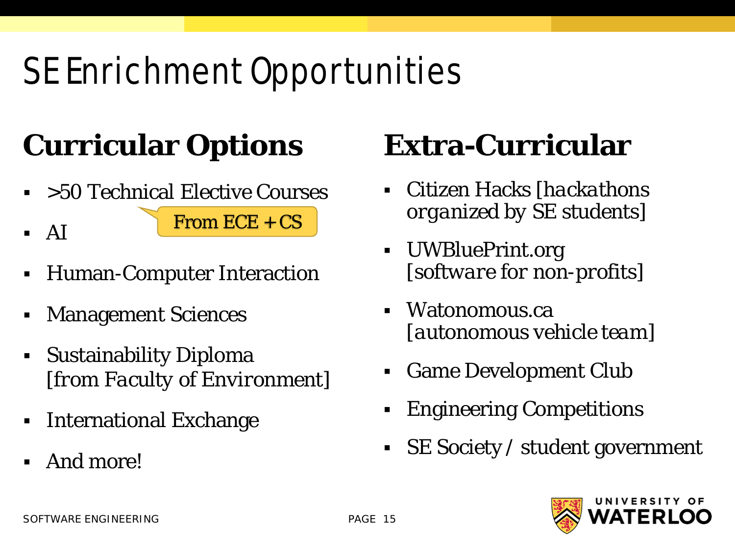# SE Enrichment Opportunities

## Curricular Options

- >50 Technical Elective Courses
- AI
- Human-Computer Interaction
- Management Sciences
- Sustainability Diploma [from Faculty of Environment]
- International Exchange
- And more!

From ECE + CS

## Extra-Curricular

- Citizen Hacks [hackathons organized by SE students]
- UWBluePrint.org [software for non-profits]
- Watonomous.ca [autonomous vehicle team]
- Game Development Club
- Engineering Competitions
- SE Society / student government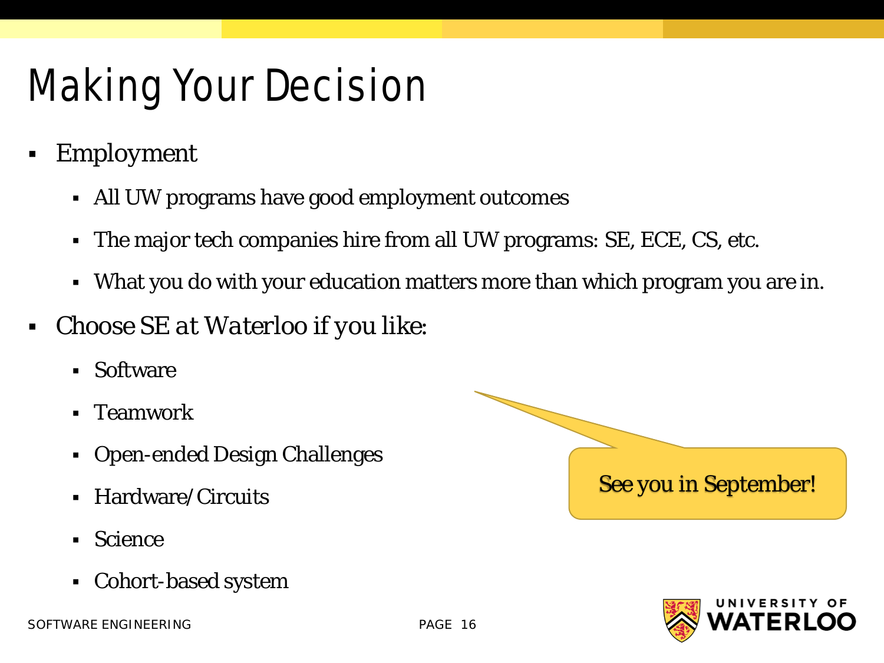# Making Your Decision

- Employment
  - All UW programs have good employment outcomes
  - The major tech companies hire from all UW programs: SE, ECE, CS, etc.
  - What you do with your education matters more than which program you are in.
- *Choose SE at Waterloo if you like:*
  - Software
  - Teamwork
  - Open-ended Design Challenges
  - Hardware/Circuits
  - Science
  - Cohort-based system

See you in September!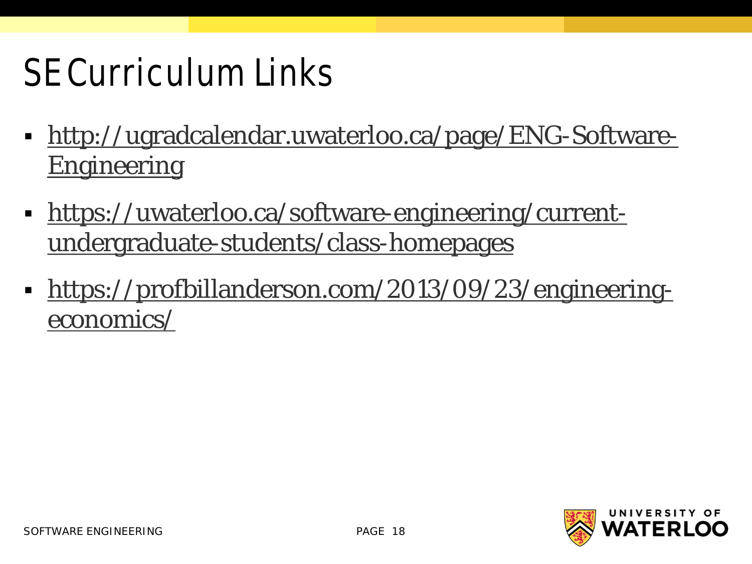# SE Curriculum Links

- http://ugradcalendar.uwaterloo.ca/page/ENG-Software-Engineering
- https://uwaterloo.ca/software-engineering/current-undergraduate-students/class-homepages
- https://profbillanderson.com/2013/09/23/engineering-economics/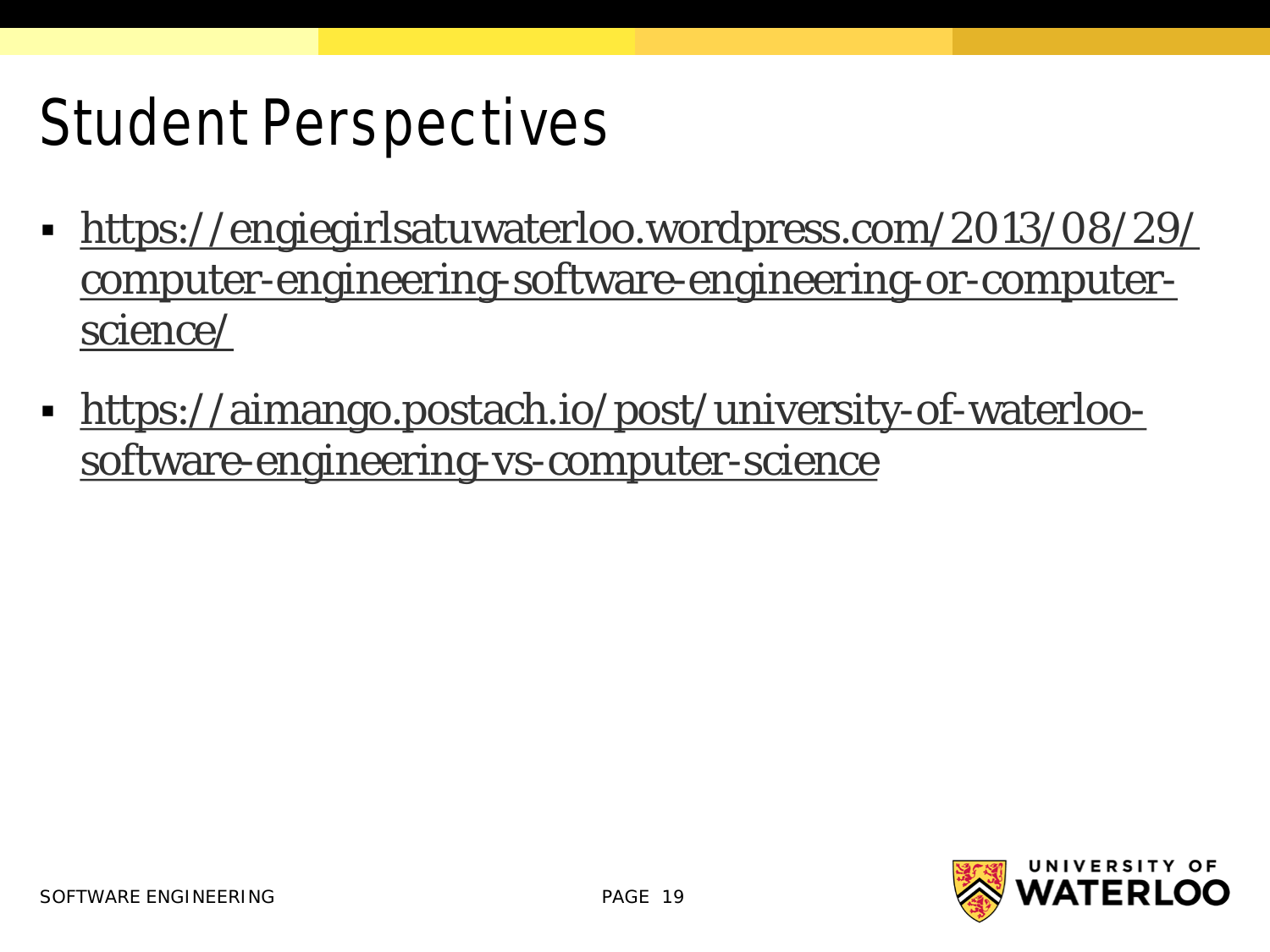# Student Perspectives

- https://engiegirlsatuwaterloo.wordpress.com/2013/08/29/computer-engineering-software-engineering-or-computer-science/
- https://aimango.postach.io/post/university-of-waterloo-software-engineering-vs-computer-science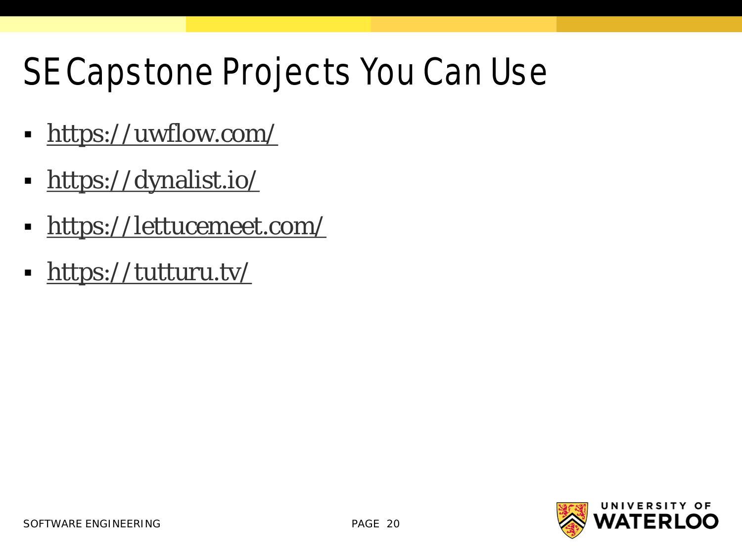# SE Capstone Projects You Can Use

- https://uwflow.com/
- https://dynalist.io/
- https://lettucemeet.com/
- https://tutturu.tv/